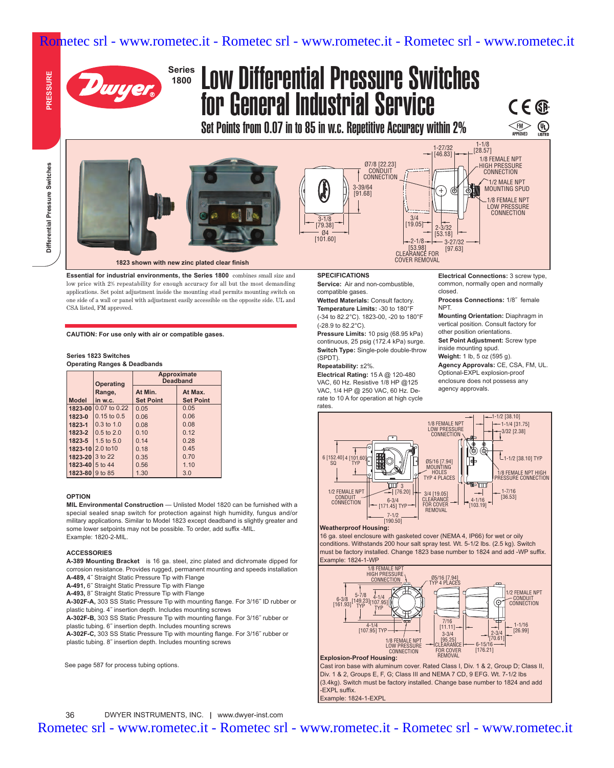# Series 1800 Low Differential Pressure Switches for General Industrial Service

## Set Points from 0.07 in to 85 in w.c. Repetitive Accuracy within 2%

1823 shown with new zinc plated clear finish

**Essential for industrial environments, the Series 1800** combines small size and low price with 2% repeatability for enough accuracy for all but the most demanding applications. Set point adjustment inside the mounting stud permits mounting switch on one side of a wall or panel with adjustment easily accessible on the opposite side. UL and CSA listed, FM approved.

**CAUTION: For use only with air or compatible gases.**

**Series 1823 Switches Operating Ranges & Deadbands**

| Model | Operating Range, in w.c. | Approximate Deadband At Min. Set Point | Approximate Deadband At Max. Set Point |
|---|---|---|---|
| 1823-00 | 0.07 to 0.22 | 0.05 | 0.05 |
| 1823-0 | 0.15 to 0.5 | 0.06 | 0.06 |
| 1823-1 | 0.3 to 1.0 | 0.08 | 0.08 |
| 1823-2 | 0.5 to 2.0 | 0.10 | 0.12 |
| 1823-5 | 1.5 to 5.0 | 0.14 | 0.28 |
| 1823-10 | 2.0 to10 | 0.18 | 0.45 |
| 1823-20 | 3 to 22 | 0.35 | 0.70 |
| 1823-40 | 5 to 44 | 0.56 | 1.10 |
| 1823-80 | 9 to 85 | 1.30 | 3.0 |

### OPTION

**MIL Environmental Construction** — Unlisted Model 1820 can be furnished with a special sealed snap switch for protection against high humidity, fungus and/or military applications. Similar to Model 1823 except deadband is slightly greater and some lower setpoints may not be possible. To order, add suffix -MIL.
Example: 1820-2-MIL.

### ACCESSORIES

**A-389 Mounting Bracket** is 16 ga. steel, zinc plated and dichromate dipped for corrosion resistance. Provides rugged, permanent mounting and speeds installation
**A-489,** 4″ Straight Static Pressure Tip with Flange
**A-491,** 6″ Straight Static Pressure Tip with Flange
**A-493,** 8″ Straight Static Pressure Tip with Flange
**A-302F-A,** 303 SS Static Pressure Tip with mounting flange. For 3/16″ ID rubber or plastic tubing. 4″ insertion depth. Includes mounting screws
**A-302F-B,** 303 SS Static Pressure Tip with mounting flange. For 3/16″ rubber or plastic tubing. 6″ insertion depth. Includes mounting screws
**A-302F-C,** 303 SS Static Pressure Tip with mounting flange. For 3/16″ rubber or plastic tubing. 8″ insertion depth. Includes mounting screws

See page 587 for process tubing options.

### SPECIFICATIONS

**Service:** Air and non-combustible, compatible gases.
**Wetted Materials:** Consult factory.
**Temperature Limits:** -30 to 180°F (-34 to 82.2°C). 1823-00, -20 to 180°F (-28.9 to 82.2°C).
**Pressure Limits:** 10 psig (68.95 kPa) continuous, 25 psig (172.4 kPa) surge.
**Switch Type:** Single-pole double-throw (SPDT).
**Repeatability:** ±2%.
**Electrical Rating:** 15 A @ 120-480 VAC, 60 Hz. Resistive 1/8 HP @125 VAC, 1/4 HP @ 250 VAC, 60 Hz. De-rate to 10 A for operation at high cycle rates.
**Electrical Connections:** 3 screw type, common, normally open and normally closed.
**Process Connections:** 1/8″ female NPT.
**Mounting Orientation:** Diaphragm in vertical position. Consult factory for other position orientations.
**Set Point Adjustment:** Screw type inside mounting spud.
**Weight:** 1 lb, 5 oz (595 g).
**Agency Approvals:** CE, CSA, FM, UL. Optional-EXPL explosion-proof enclosure does not possess any agency approvals.

**Weatherproof Housing:**
16 ga. steel enclosure with gasketed cover (NEMA 4, IP66) for wet or oily conditions. Withstands 200 hour salt spray test. Wt. 5-1/2 lbs. (2.5 kg). Switch must be factory installed. Change 1823 base number to 1824 and add -WP suffix.
Example: 1824-1-WP

**Explosion-Proof Housing:**
Cast iron base with aluminum cover. Rated Class I, Div. 1 & 2, Group D; Class II, Div. 1 & 2, Groups E, F, G; Class III and NEMA 7 CD, 9 EFG. Wt. 7-1/2 lbs (3.4kg). Switch must be factory installed. Change base number to 1824 and add -EXPL suffix.
Example: 1824-1-EXPL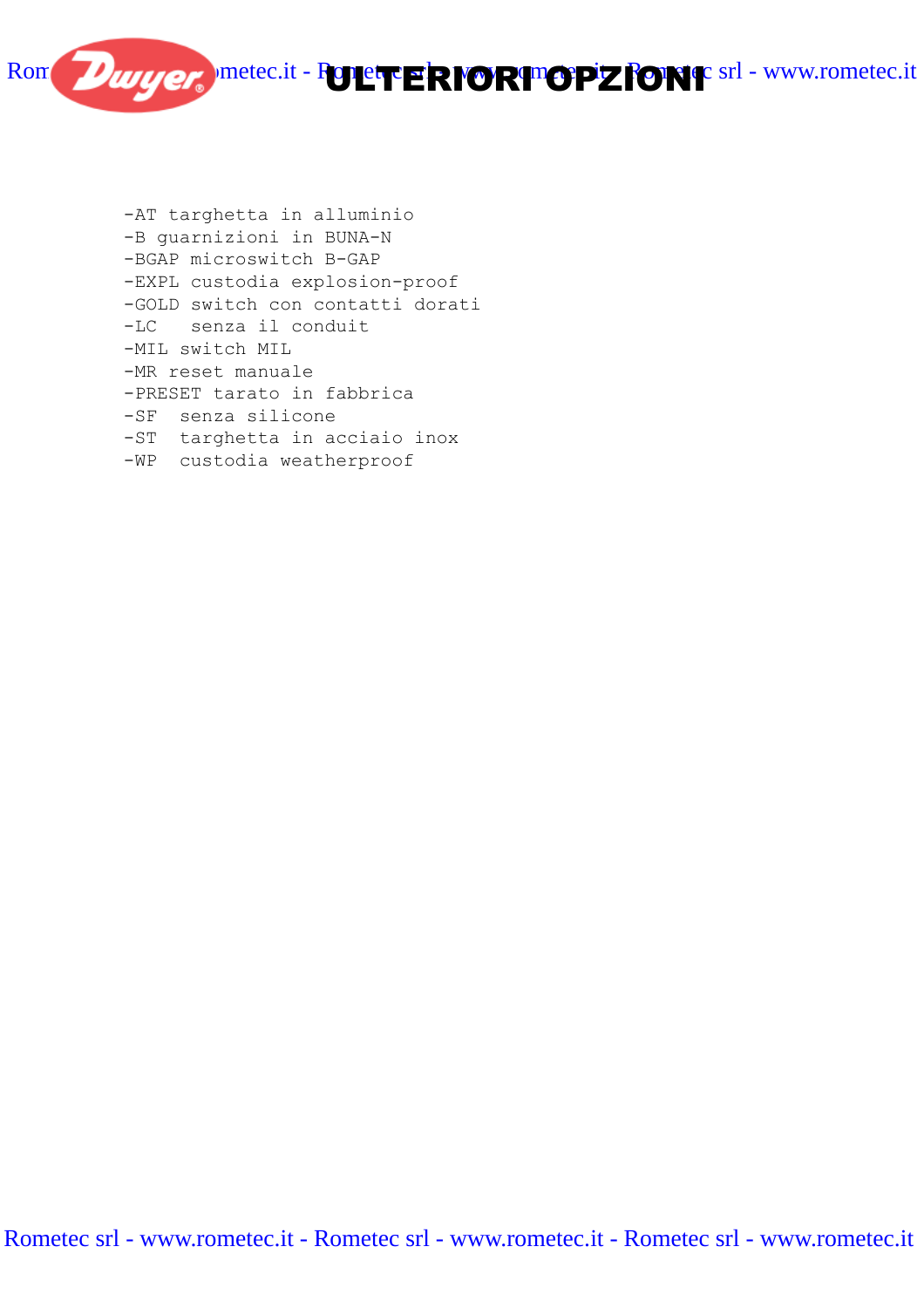# ULTERIORI OPZIONI

-AT targhetta in alluminio
-B guarnizioni in BUNA-N
-BGAP microswitch B-GAP
-EXPL custodia explosion-proof
-GOLD switch con contatti dorati
-LC senza il conduit
-MIL switch MIL
-MR reset manuale
-PRESET tarato in fabbrica
-SF senza silicone
-ST targhetta in acciaio inox
-WP custodia weatherproof